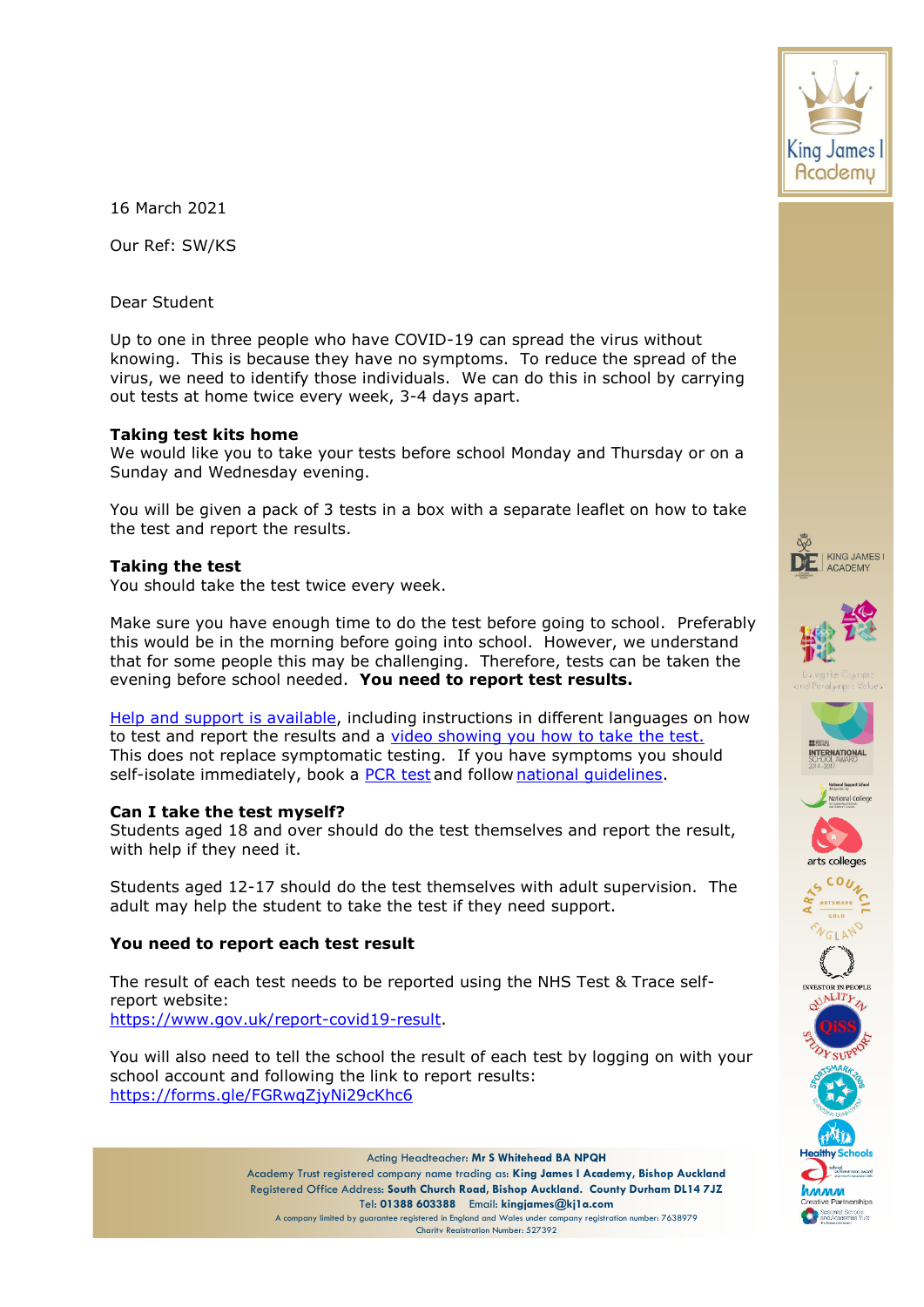16 March 2021

Our Ref: SW/KS

Dear Student

Up to one in three people who have COVID-19 can spread the virus without knowing. This is because they have no symptoms. To reduce the spread of the virus, we need to identify those individuals. We can do this in school by carrying out tests at home twice every week, 3-4 days apart.

**Taking test kits home**
We would like you to take your tests before school Monday and Thursday or on a Sunday and Wednesday evening.

You will be given a pack of 3 tests in a box with a separate leaflet on how to take the test and report the results.

**Taking the test**
You should take the test twice every week.

Make sure you have enough time to do the test before going to school. Preferably this would be in the morning before going into school. However, we understand that for some people this may be challenging. Therefore, tests can be taken the evening before school needed. **You need to report test results.**

Help and support is available, including instructions in different languages on how to test and report the results and a video showing you how to take the test.
This does not replace symptomatic testing. If you have symptoms you should self-isolate immediately, book a PCR test and follow national guidelines.

**Can I take the test myself?**
Students aged 18 and over should do the test themselves and report the result, with help if they need it.

Students aged 12-17 should do the test themselves with adult supervision. The adult may help the student to take the test if they need support.

**You need to report each test result**

The result of each test needs to be reported using the NHS Test & Trace self-report website:
https://www.gov.uk/report-covid19-result.

You will also need to tell the school the result of each test by logging on with your school account and following the link to report results:
https://forms.gle/FGRwqZjyNi29cKhc6

Acting Headteacher: **Mr S Whitehead BA NPQH**
Academy Trust registered company name trading as: **King James I Academy, Bishop Auckland**
Registered Office Address: **South Church Road, Bishop Auckland. County Durham DL14 7JZ**
Tel: **01388 603388** Email: **kingjames@kj1a.com**
A company limited by guarantee registered in England and Wales under company registration number: 7638979
Charity Registration Number: 527392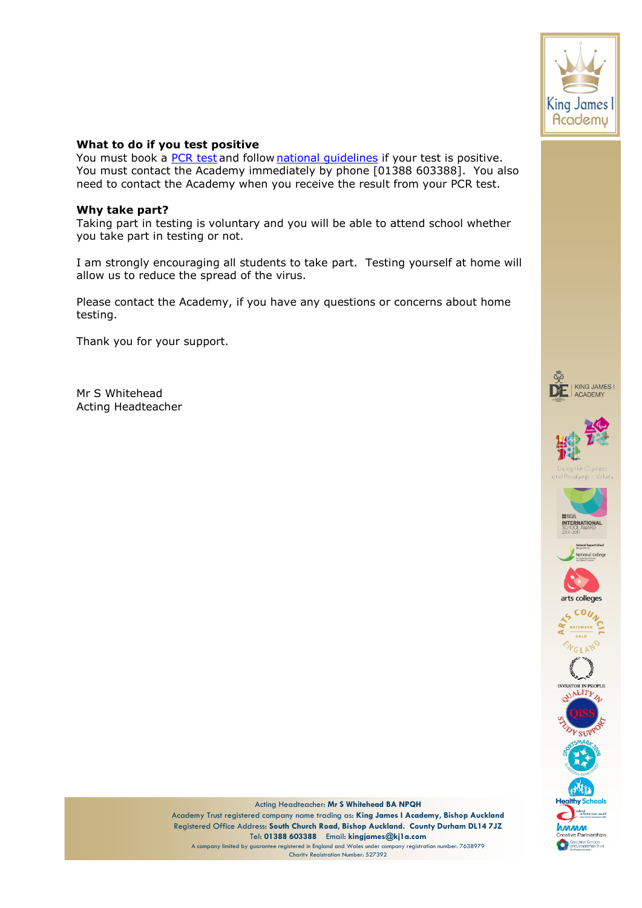**What to do if you test positive**

You must book a PCR test and follow national guidelines if your test is positive. You must contact the Academy immediately by phone [01388 603388]. You also need to contact the Academy when you receive the result from your PCR test.

**Why take part?**

Taking part in testing is voluntary and you will be able to attend school whether you take part in testing or not.

I am strongly encouraging all students to take part. Testing yourself at home will allow us to reduce the spread of the virus.

Please contact the Academy, if you have any questions or concerns about home testing.

Thank you for your support.

Mr S Whitehead
Acting Headteacher

Acting Headteacher: **Mr S Whitehead BA NPQH**
Academy Trust registered company name trading as: **King James I Academy, Bishop Auckland**
Registered Office Address: **South Church Road, Bishop Auckland. County Durham DL14 7JZ**
Tel: **01388 603388** Email: **kingjames@kj1a.com**
A company limited by guarantee registered in England and Wales under company registration number: 7638979
Charity Registration Number: 527392